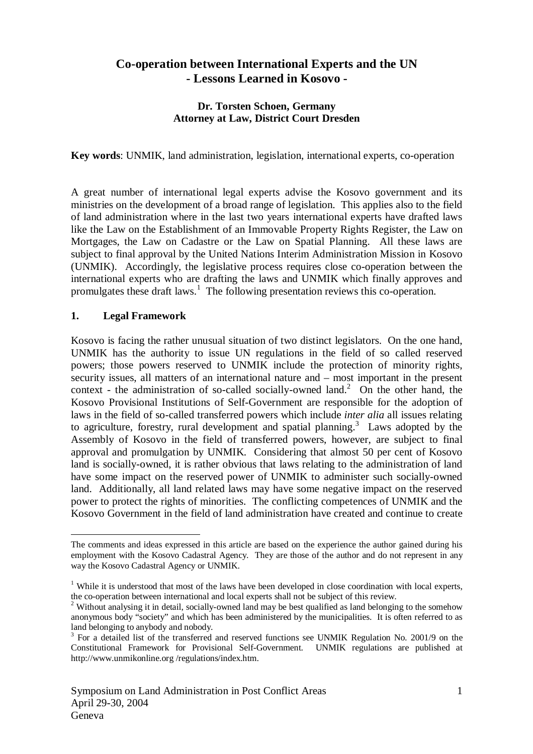# Co-operation between International Experts and the UN - Lessons Learned in Kosovo -

**Dr. Torsten Schoen, Germany**
**Attorney at Law, District Court Dresden**

**Key words**: UNMIK, land administration, legislation, international experts, co-operation

A great number of international legal experts advise the Kosovo government and its ministries on the development of a broad range of legislation. This applies also to the field of land administration where in the last two years international experts have drafted laws like the Law on the Establishment of an Immovable Property Rights Register, the Law on Mortgages, the Law on Cadastre or the Law on Spatial Planning. All these laws are subject to final approval by the United Nations Interim Administration Mission in Kosovo (UNMIK). Accordingly, the legislative process requires close co-operation between the international experts who are drafting the laws and UNMIK which finally approves and promulgates these draft laws.[1] The following presentation reviews this co-operation.

## 1. Legal Framework

Kosovo is facing the rather unusual situation of two distinct legislators. On the one hand, UNMIK has the authority to issue UN regulations in the field of so called reserved powers; those powers reserved to UNMIK include the protection of minority rights, security issues, all matters of an international nature and – most important in the present context - the administration of so-called socially-owned land.[2] On the other hand, the Kosovo Provisional Institutions of Self-Government are responsible for the adoption of laws in the field of so-called transferred powers which include *inter alia* all issues relating to agriculture, forestry, rural development and spatial planning.[3] Laws adopted by the Assembly of Kosovo in the field of transferred powers, however, are subject to final approval and promulgation by UNMIK. Considering that almost 50 per cent of Kosovo land is socially-owned, it is rather obvious that laws relating to the administration of land have some impact on the reserved power of UNMIK to administer such socially-owned land. Additionally, all land related laws may have some negative impact on the reserved power to protect the rights of minorities. The conflicting competences of UNMIK and the Kosovo Government in the field of land administration have created and continue to create

---

The comments and ideas expressed in this article are based on the experience the author gained during his employment with the Kosovo Cadastral Agency. They are those of the author and do not represent in any way the Kosovo Cadastral Agency or UNMIK.

[1] While it is understood that most of the laws have been developed in close coordination with local experts, the co-operation between international and local experts shall not be subject of this review.

[2] Without analysing it in detail, socially-owned land may be best qualified as land belonging to the somehow anonymous body "society" and which has been administered by the municipalities. It is often referred to as land belonging to anybody and nobody.

[3] For a detailed list of the transferred and reserved functions see UNMIK Regulation No. 2001/9 on the Constitutional Framework for Provisional Self-Government. UNMIK regulations are published at http://www.unmikonline.org /regulations/index.htm.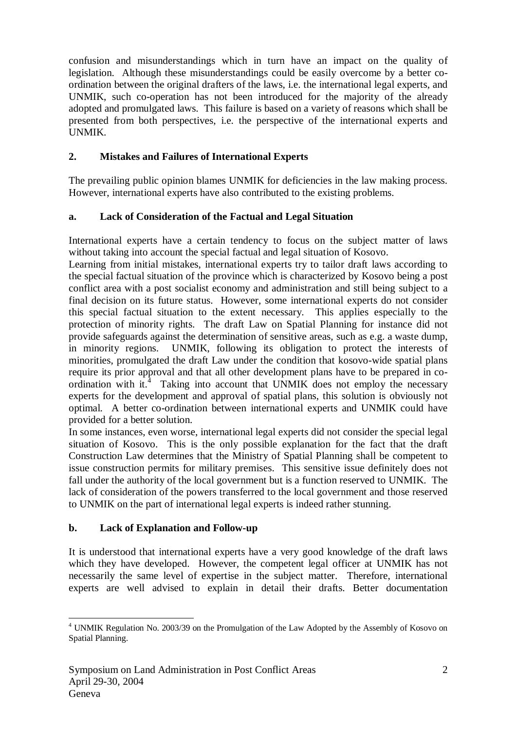confusion and misunderstandings which in turn have an impact on the quality of legislation. Although these misunderstandings could be easily overcome by a better co-ordination between the original drafters of the laws, i.e. the international legal experts, and UNMIK, such co-operation has not been introduced for the majority of the already adopted and promulgated laws. This failure is based on a variety of reasons which shall be presented from both perspectives, i.e. the perspective of the international experts and UNMIK.

## 2. Mistakes and Failures of International Experts

The prevailing public opinion blames UNMIK for deficiencies in the law making process. However, international experts have also contributed to the existing problems.

### a. Lack of Consideration of the Factual and Legal Situation

International experts have a certain tendency to focus on the subject matter of laws without taking into account the special factual and legal situation of Kosovo.

Learning from initial mistakes, international experts try to tailor draft laws according to the special factual situation of the province which is characterized by Kosovo being a post conflict area with a post socialist economy and administration and still being subject to a final decision on its future status. However, some international experts do not consider this special factual situation to the extent necessary. This applies especially to the protection of minority rights. The draft Law on Spatial Planning for instance did not provide safeguards against the determination of sensitive areas, such as e.g. a waste dump, in minority regions. UNMIK, following its obligation to protect the interests of minorities, promulgated the draft Law under the condition that kosovo-wide spatial plans require its prior approval and that all other development plans have to be prepared in co-ordination with it.[4] Taking into account that UNMIK does not employ the necessary experts for the development and approval of spatial plans, this solution is obviously not optimal. A better co-ordination between international experts and UNMIK could have provided for a better solution.

In some instances, even worse, international legal experts did not consider the special legal situation of Kosovo. This is the only possible explanation for the fact that the draft Construction Law determines that the Ministry of Spatial Planning shall be competent to issue construction permits for military premises. This sensitive issue definitely does not fall under the authority of the local government but is a function reserved to UNMIK. The lack of consideration of the powers transferred to the local government and those reserved to UNMIK on the part of international legal experts is indeed rather stunning.

### b. Lack of Explanation and Follow-up

It is understood that international experts have a very good knowledge of the draft laws which they have developed. However, the competent legal officer at UNMIK has not necessarily the same level of expertise in the subject matter. Therefore, international experts are well advised to explain in detail their drafts. Better documentation

---

[4] UNMIK Regulation No. 2003/39 on the Promulgation of the Law Adopted by the Assembly of Kosovo on Spatial Planning.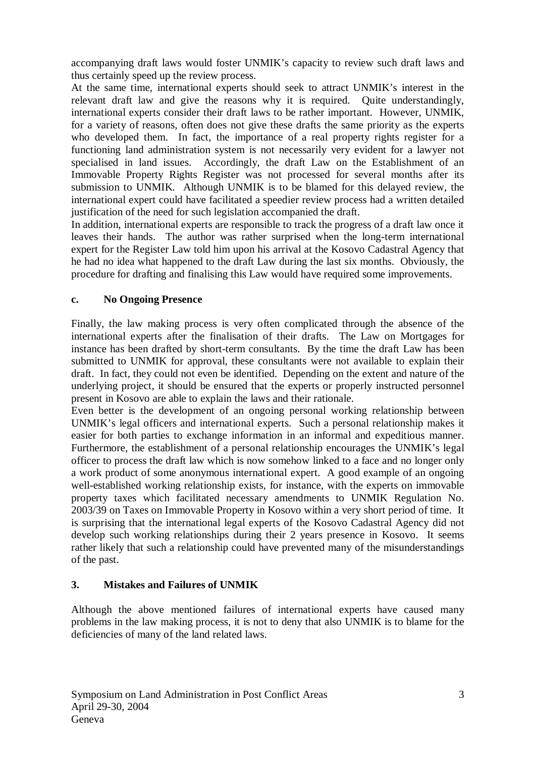accompanying draft laws would foster UNMIK's capacity to review such draft laws and thus certainly speed up the review process.

At the same time, international experts should seek to attract UNMIK's interest in the relevant draft law and give the reasons why it is required. Quite understandingly, international experts consider their draft laws to be rather important. However, UNMIK, for a variety of reasons, often does not give these drafts the same priority as the experts who developed them. In fact, the importance of a real property rights register for a functioning land administration system is not necessarily very evident for a lawyer not specialised in land issues. Accordingly, the draft Law on the Establishment of an Immovable Property Rights Register was not processed for several months after its submission to UNMIK. Although UNMIK is to be blamed for this delayed review, the international expert could have facilitated a speedier review process had a written detailed justification of the need for such legislation accompanied the draft.

In addition, international experts are responsible to track the progress of a draft law once it leaves their hands. The author was rather surprised when the long-term international expert for the Register Law told him upon his arrival at the Kosovo Cadastral Agency that he had no idea what happened to the draft Law during the last six months. Obviously, the procedure for drafting and finalising this Law would have required some improvements.

### c. No Ongoing Presence

Finally, the law making process is very often complicated through the absence of the international experts after the finalisation of their drafts. The Law on Mortgages for instance has been drafted by short-term consultants. By the time the draft Law has been submitted to UNMIK for approval, these consultants were not available to explain their draft. In fact, they could not even be identified. Depending on the extent and nature of the underlying project, it should be ensured that the experts or properly instructed personnel present in Kosovo are able to explain the laws and their rationale.

Even better is the development of an ongoing personal working relationship between UNMIK's legal officers and international experts. Such a personal relationship makes it easier for both parties to exchange information in an informal and expeditious manner. Furthermore, the establishment of a personal relationship encourages the UNMIK's legal officer to process the draft law which is now somehow linked to a face and no longer only a work product of some anonymous international expert. A good example of an ongoing well-established working relationship exists, for instance, with the experts on immovable property taxes which facilitated necessary amendments to UNMIK Regulation No. 2003/39 on Taxes on Immovable Property in Kosovo within a very short period of time. It is surprising that the international legal experts of the Kosovo Cadastral Agency did not develop such working relationships during their 2 years presence in Kosovo. It seems rather likely that such a relationship could have prevented many of the misunderstandings of the past.

## 3. Mistakes and Failures of UNMIK

Although the above mentioned failures of international experts have caused many problems in the law making process, it is not to deny that also UNMIK is to blame for the deficiencies of many of the land related laws.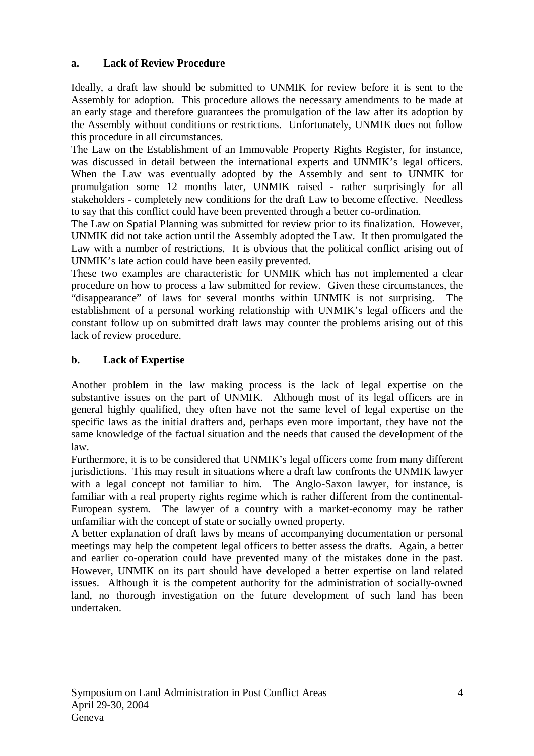### a. Lack of Review Procedure

Ideally, a draft law should be submitted to UNMIK for review before it is sent to the Assembly for adoption. This procedure allows the necessary amendments to be made at an early stage and therefore guarantees the promulgation of the law after its adoption by the Assembly without conditions or restrictions. Unfortunately, UNMIK does not follow this procedure in all circumstances.

The Law on the Establishment of an Immovable Property Rights Register, for instance, was discussed in detail between the international experts and UNMIK's legal officers. When the Law was eventually adopted by the Assembly and sent to UNMIK for promulgation some 12 months later, UNMIK raised - rather surprisingly for all stakeholders - completely new conditions for the draft Law to become effective. Needless to say that this conflict could have been prevented through a better co-ordination.

The Law on Spatial Planning was submitted for review prior to its finalization. However, UNMIK did not take action until the Assembly adopted the Law. It then promulgated the Law with a number of restrictions. It is obvious that the political conflict arising out of UNMIK's late action could have been easily prevented.

These two examples are characteristic for UNMIK which has not implemented a clear procedure on how to process a law submitted for review. Given these circumstances, the "disappearance" of laws for several months within UNMIK is not surprising. The establishment of a personal working relationship with UNMIK's legal officers and the constant follow up on submitted draft laws may counter the problems arising out of this lack of review procedure.

### b. Lack of Expertise

Another problem in the law making process is the lack of legal expertise on the substantive issues on the part of UNMIK. Although most of its legal officers are in general highly qualified, they often have not the same level of legal expertise on the specific laws as the initial drafters and, perhaps even more important, they have not the same knowledge of the factual situation and the needs that caused the development of the law.

Furthermore, it is to be considered that UNMIK's legal officers come from many different jurisdictions. This may result in situations where a draft law confronts the UNMIK lawyer with a legal concept not familiar to him. The Anglo-Saxon lawyer, for instance, is familiar with a real property rights regime which is rather different from the continental-European system. The lawyer of a country with a market-economy may be rather unfamiliar with the concept of state or socially owned property.

A better explanation of draft laws by means of accompanying documentation or personal meetings may help the competent legal officers to better assess the drafts. Again, a better and earlier co-operation could have prevented many of the mistakes done in the past. However, UNMIK on its part should have developed a better expertise on land related issues. Although it is the competent authority for the administration of socially-owned land, no thorough investigation on the future development of such land has been undertaken.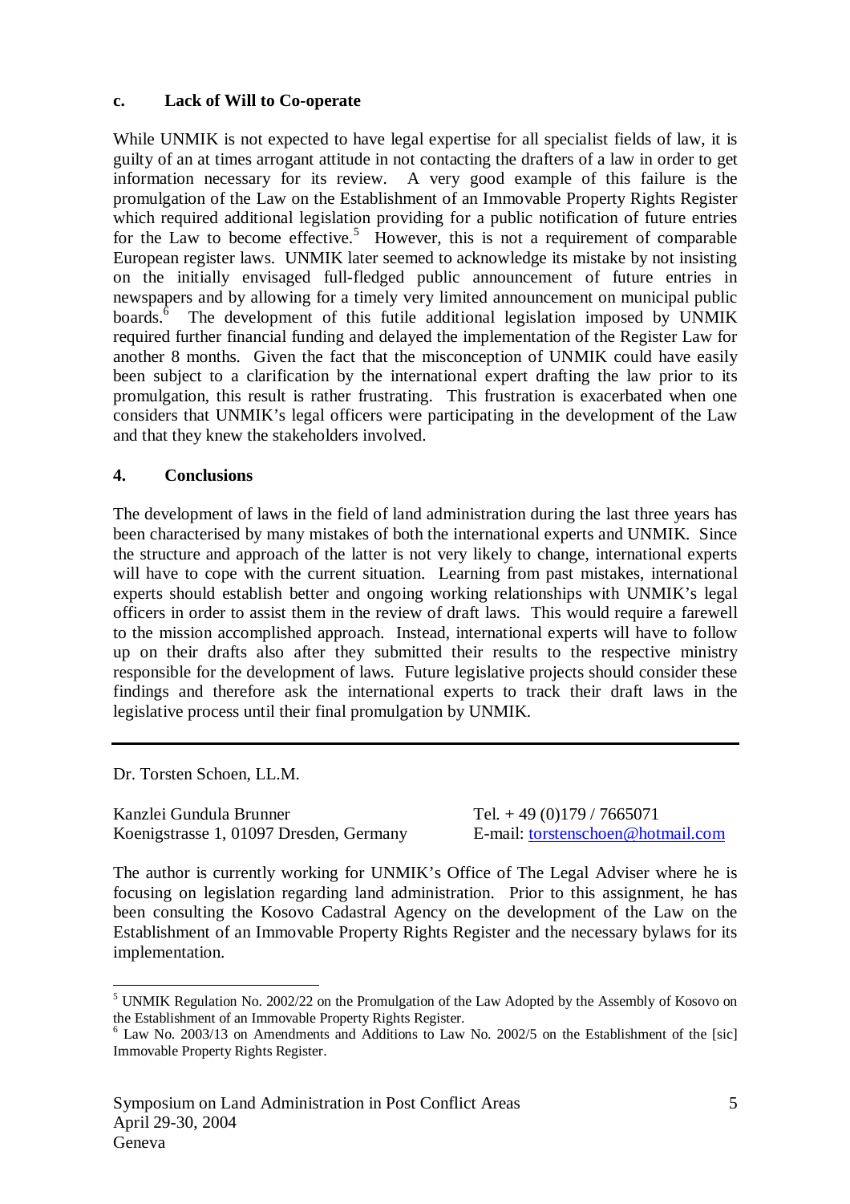### c. Lack of Will to Co-operate

While UNMIK is not expected to have legal expertise for all specialist fields of law, it is guilty of an at times arrogant attitude in not contacting the drafters of a law in order to get information necessary for its review. A very good example of this failure is the promulgation of the Law on the Establishment of an Immovable Property Rights Register which required additional legislation providing for a public notification of future entries for the Law to become effective.[5] However, this is not a requirement of comparable European register laws. UNMIK later seemed to acknowledge its mistake by not insisting on the initially envisaged full-fledged public announcement of future entries in newspapers and by allowing for a timely very limited announcement on municipal public boards.[6] The development of this futile additional legislation imposed by UNMIK required further financial funding and delayed the implementation of the Register Law for another 8 months. Given the fact that the misconception of UNMIK could have easily been subject to a clarification by the international expert drafting the law prior to its promulgation, this result is rather frustrating. This frustration is exacerbated when one considers that UNMIK's legal officers were participating in the development of the Law and that they knew the stakeholders involved.

## 4. Conclusions

The development of laws in the field of land administration during the last three years has been characterised by many mistakes of both the international experts and UNMIK. Since the structure and approach of the latter is not very likely to change, international experts will have to cope with the current situation. Learning from past mistakes, international experts should establish better and ongoing working relationships with UNMIK's legal officers in order to assist them in the review of draft laws. This would require a farewell to the mission accomplished approach. Instead, international experts will have to follow up on their drafts also after they submitted their results to the respective ministry responsible for the development of laws. Future legislative projects should consider these findings and therefore ask the international experts to track their draft laws in the legislative process until their final promulgation by UNMIK.

---

Dr. Torsten Schoen, LL.M.

Kanzlei Gundula Brunner
Koenigstrasse 1, 01097 Dresden, Germany

Tel. + 49 (0)179 / 7665071
E-mail: torstenschoen@hotmail.com

The author is currently working for UNMIK's Office of The Legal Adviser where he is focusing on legislation regarding land administration. Prior to this assignment, he has been consulting the Kosovo Cadastral Agency on the development of the Law on the Establishment of an Immovable Property Rights Register and the necessary bylaws for its implementation.

[5] UNMIK Regulation No. 2002/22 on the Promulgation of the Law Adopted by the Assembly of Kosovo on the Establishment of an Immovable Property Rights Register.

[6] Law No. 2003/13 on Amendments and Additions to Law No. 2002/5 on the Establishment of the [sic] Immovable Property Rights Register.